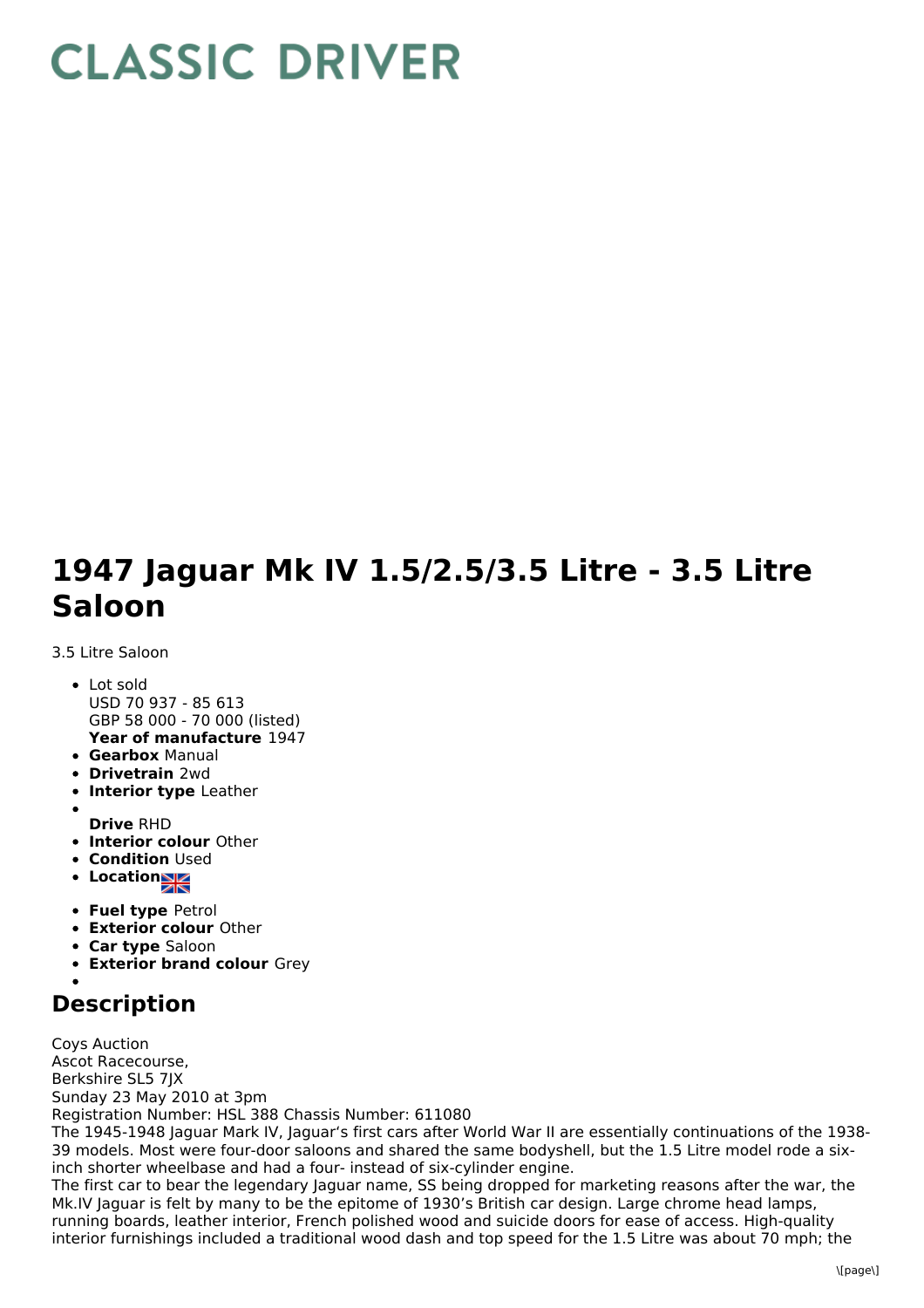# CLASSIC DRIVER

# 1947 Jaguar Mk IV 1.5/2.5/3.5 Litre - 3.5 Litre Saloon

3.5 Litre Saloon

- Lot sold
  USD 70 937 - 85 613
  GBP 58 000 - 70 000 (listed)
  **Year of manufacture** 1947
- **Gearbox** Manual
- **Drivetrain** 2wd
- **Interior type** Leather
- **Drive** RHD
- **Interior colour** Other
- **Condition** Used
- **Location**
- **Fuel type** Petrol
- **Exterior colour** Other
- **Car type** Saloon
- **Exterior brand colour** Grey

## Description

Coys Auction
Ascot Racecourse,
Berkshire SL5 7JX
Sunday 23 May 2010 at 3pm
Registration Number: HSL 388 Chassis Number: 611080
The 1945-1948 Jaguar Mark IV, Jaguar's first cars after World War II are essentially continuations of the 1938-39 models. Most were four-door saloons and shared the same bodyshell, but the 1.5 Litre model rode a six-inch shorter wheelbase and had a four- instead of six-cylinder engine.
The first car to bear the legendary Jaguar name, SS being dropped for marketing reasons after the war, the Mk.IV Jaguar is felt by many to be the epitome of 1930's British car design. Large chrome head lamps, running boards, leather interior, French polished wood and suicide doors for ease of access. High-quality interior furnishings included a traditional wood dash and top speed for the 1.5 Litre was about 70 mph; the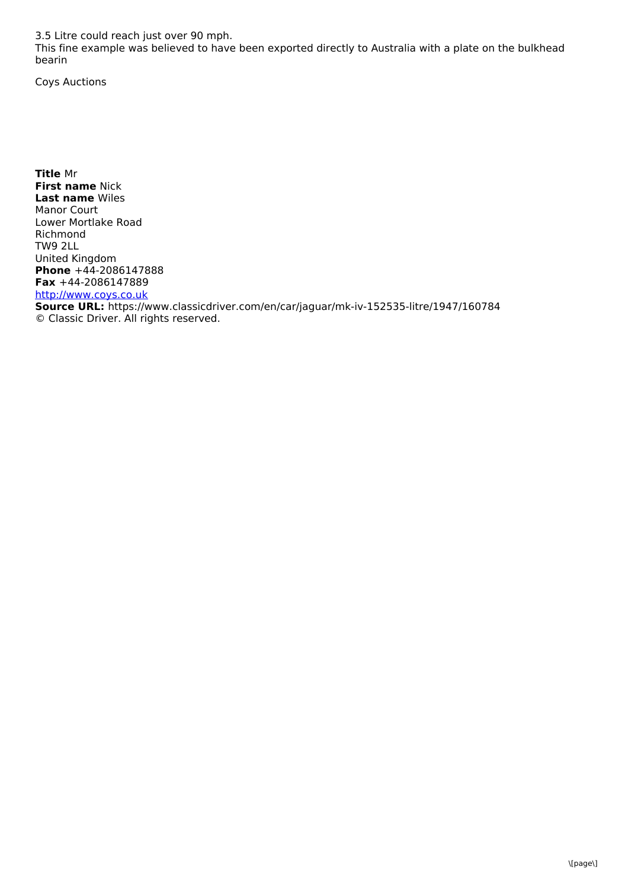3.5 Litre could reach just over 90 mph.
This fine example was believed to have been exported directly to Australia with a plate on the bulkhead bearin

Coys Auctions

**Title** Mr
**First name** Nick
**Last name** Wiles
Manor Court
Lower Mortlake Road
Richmond
TW9 2LL
United Kingdom
**Phone** +44-2086147888
**Fax** +44-2086147889
[http://www.coys.co.uk](http://www.coys.co.uk)
**Source URL:** https://www.classicdriver.com/en/car/jaguar/mk-iv-152535-litre/1947/160784
© Classic Driver. All rights reserved.